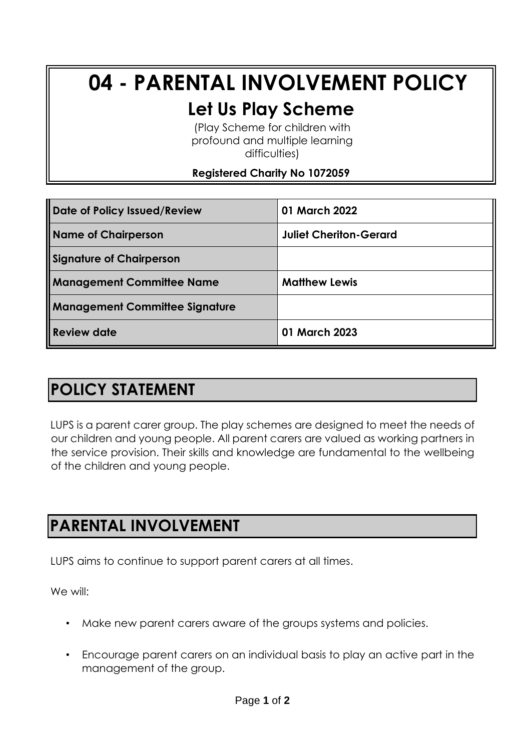# 04 - PARENTAL INVOLVEMENT POLICY

## Let Us Play Scheme

(Play Scheme for children with profound and multiple learning difficulties)

**Registered Charity No 1072059**

| Date of Policy Issued/Review | 01 March 2022 |
| --- | --- |
| Name of Chairperson | Juliet Cheriton-Gerard |
| Signature of Chairperson | |
| Management Committee Name | Matthew Lewis |
| Management Committee Signature | |
| Review date | 01 March 2023 |

## POLICY STATEMENT

LUPS is a parent carer group. The play schemes are designed to meet the needs of our children and young people. All parent carers are valued as working partners in the service provision. Their skills and knowledge are fundamental to the wellbeing of the children and young people.

## PARENTAL INVOLVEMENT

LUPS aims to continue to support parent carers at all times.

We will:

- Make new parent carers aware of the groups systems and policies.
- Encourage parent carers on an individual basis to play an active part in the management of the group.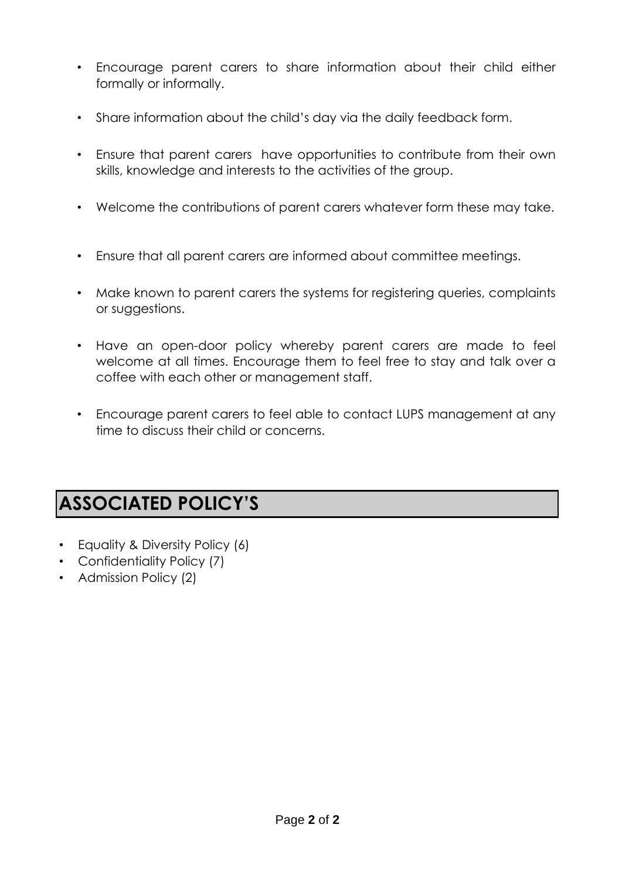- Encourage parent carers to share information about their child either formally or informally.

- Share information about the child's day via the daily feedback form.

- Ensure that parent carers  have opportunities to contribute from their own skills, knowledge and interests to the activities of the group.

- Welcome the contributions of parent carers whatever form these may take.

- Ensure that all parent carers are informed about committee meetings.

- Make known to parent carers the systems for registering queries, complaints or suggestions.

- Have an open-door policy whereby parent carers are made to feel welcome at all times. Encourage them to feel free to stay and talk over a coffee with each other or management staff.

- Encourage parent carers to feel able to contact LUPS management at any time to discuss their child or concerns.

## ASSOCIATED POLICY'S

- Equality & Diversity Policy (6)
- Confidentiality Policy (7)
- Admission Policy (2)